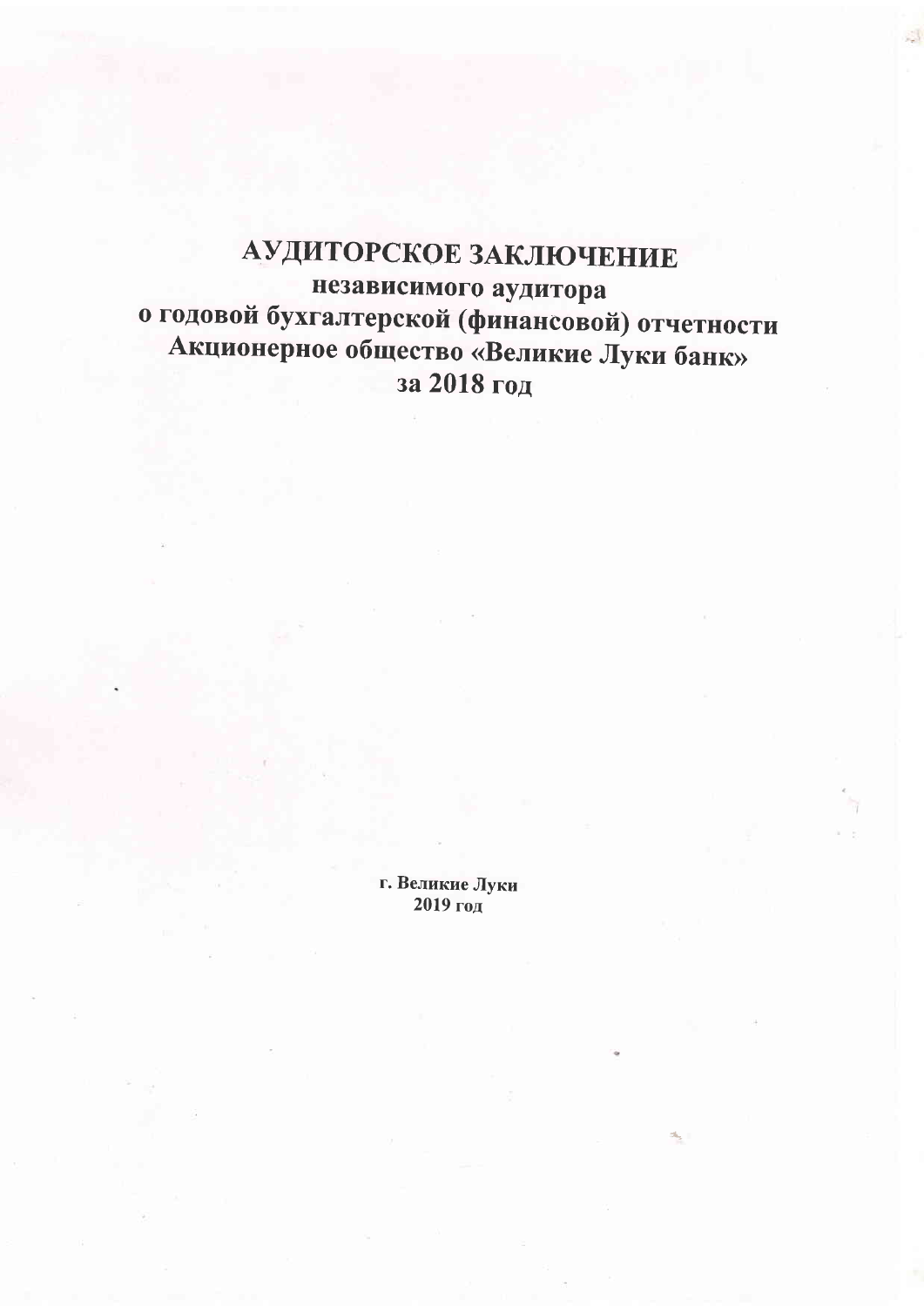# АУДИТОРСКОЕ ЗАКЛЮЧЕНИЕ

## независимого аудитора
## о годовой бухгалтерской (финансовой) отчетности
## Акционерное общество «Великие Луки банк»
## за 2018 год

**г. Великие Луки**
**2019 год**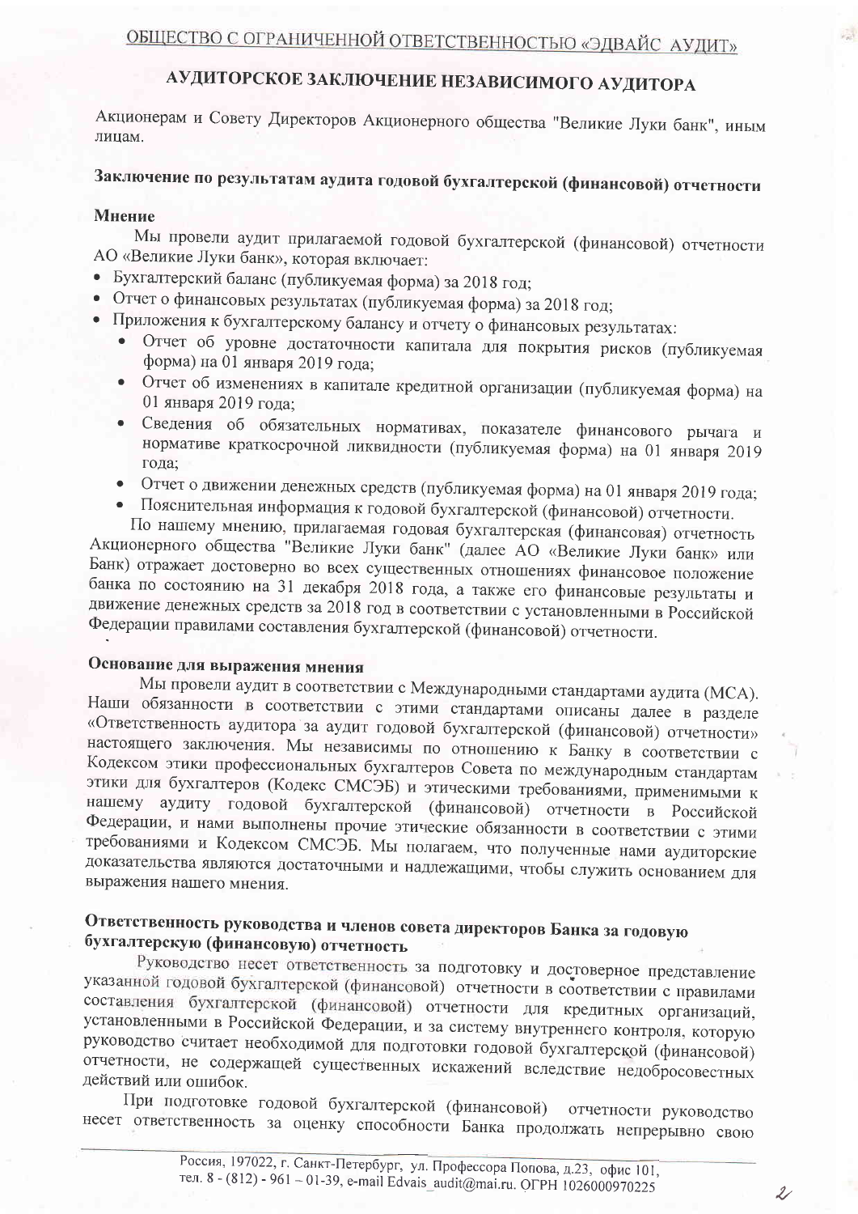ОБЩЕСТВО С ОГРАНИЧЕННОЙ ОТВЕТСТВЕННОСТЬЮ «ЭДВАЙС АУДИТ»

# АУДИТОРСКОЕ ЗАКЛЮЧЕНИЕ НЕЗАВИСИМОГО АУДИТОРА

Акционерам и Совету Директоров Акционерного общества "Великие Луки банк", иным лицам.

## Заключение по результатам аудита годовой бухгалтерской (финансовой) отчетности

### Мнение

Мы провели аудит прилагаемой годовой бухгалтерской (финансовой) отчетности АО «Великие Луки банк», которая включает:

- Бухгалтерский баланс (публикуемая форма) за 2018 год;
- Отчет о финансовых результатах (публикуемая форма) за 2018 год;
- Приложения к бухгалтерскому балансу и отчету о финансовых результатах:
  - Отчет об уровне достаточности капитала для покрытия рисков (публикуемая форма) на 01 января 2019 года;
  - Отчет об изменениях в капитале кредитной организации (публикуемая форма) на 01 января 2019 года;
  - Сведения об обязательных нормативах, показателе финансового рычага и нормативе краткосрочной ликвидности (публикуемая форма) на 01 января 2019 года;
  - Отчет о движении денежных средств (публикуемая форма) на 01 января 2019 года;
  - Пояснительная информация к годовой бухгалтерской (финансовой) отчетности.

По нашему мнению, прилагаемая годовая бухгалтерская (финансовая) отчетность Акционерного общества "Великие Луки банк" (далее АО «Великие Луки банк» или Банк) отражает достоверно во всех существенных отношениях финансовое положение банка по состоянию на 31 декабря 2018 года, а также его финансовые результаты и движение денежных средств за 2018 год в соответствии с установленными в Российской Федерации правилами составления бухгалтерской (финансовой) отчетности.

### Основание для выражения мнения

Мы провели аудит в соответствии с Международными стандартами аудита (МСА). Наши обязанности в соответствии с этими стандартами описаны далее в разделе «Ответственность аудитора за аудит годовой бухгалтерской (финансовой) отчетности» настоящего заключения. Мы независимы по отношению к Банку в соответствии с Кодексом этики профессиональных бухгалтеров Совета по международным стандартам этики для бухгалтеров (Кодекс СМСЭБ) и этическими требованиями, применимыми к нашему аудиту годовой бухгалтерской (финансовой) отчетности в Российской Федерации, и нами выполнены прочие этические обязанности в соответствии с этими требованиями и Кодексом СМСЭБ. Мы полагаем, что полученные нами аудиторские доказательства являются достаточными и надлежащими, чтобы служить основанием для выражения нашего мнения.

### Ответственность руководства и членов совета директоров Банка за годовую бухгалтерскую (финансовую) отчетность

Руководство несет ответственность за подготовку и достоверное представление указанной годовой бухгалтерской (финансовой) отчетности в соответствии с правилами составления бухгалтерской (финансовой) отчетности для кредитных организаций, установленными в Российской Федерации, и за систему внутреннего контроля, которую руководство считает необходимой для подготовки годовой бухгалтерской (финансовой) отчетности, не содержащей существенных искажений вследствие недобросовестных действий или ошибок.

При подготовке годовой бухгалтерской (финансовой) отчетности руководство несет ответственность за оценку способности Банка продолжать непрерывно свою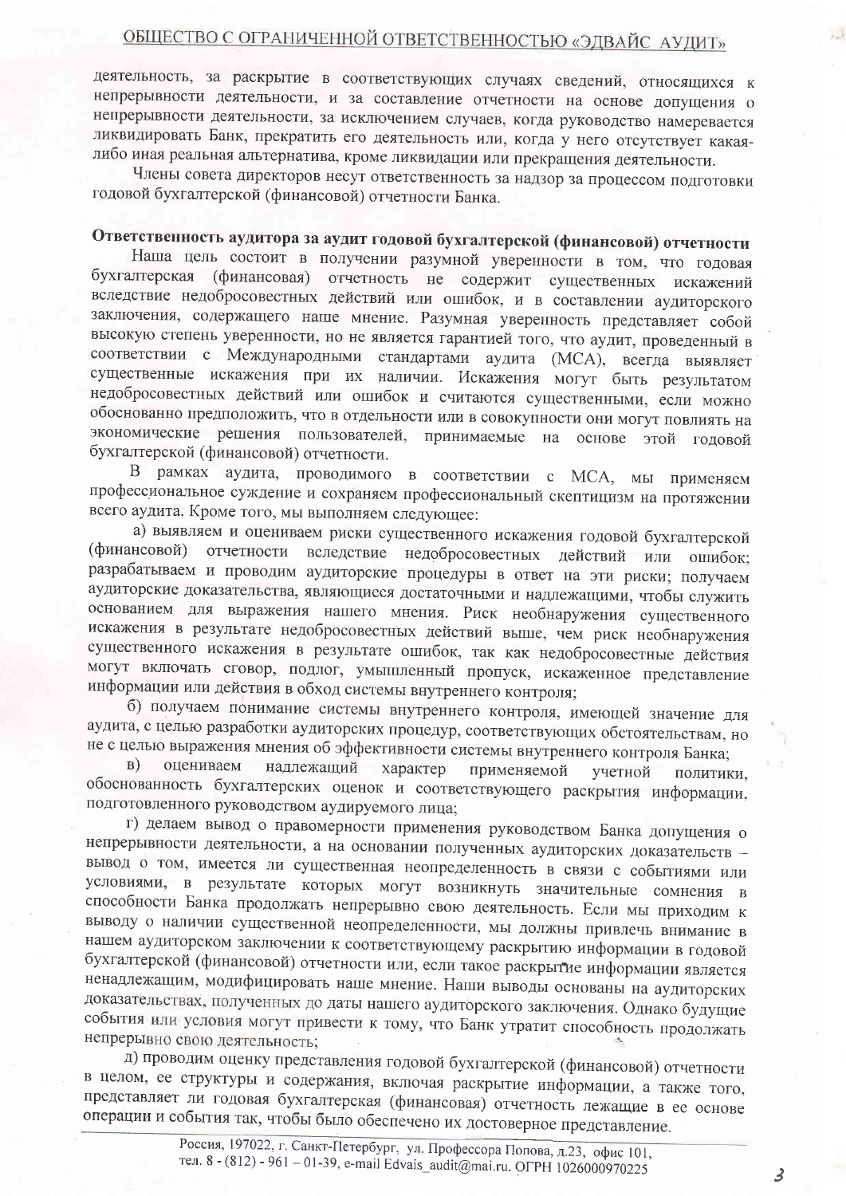деятельность, за раскрытие в соответствующих случаях сведений, относящихся к непрерывности деятельности, и за составление отчетности на основе допущения о непрерывности деятельности, за исключением случаев, когда руководство намеревается ликвидировать Банк, прекратить его деятельность или, когда у него отсутствует какая-либо иная реальная альтернатива, кроме ликвидации или прекращения деятельности.

Члены совета директоров несут ответственность за надзор за процессом подготовки годовой бухгалтерской (финансовой) отчетности Банка.

**Ответственность аудитора за аудит годовой бухгалтерской (финансовой) отчетности**

Наша цель состоит в получении разумной уверенности в том, что годовая бухгалтерская (финансовая) отчетность не содержит существенных искажений вследствие недобросовестных действий или ошибок, и в составлении аудиторского заключения, содержащего наше мнение. Разумная уверенность представляет собой высокую степень уверенности, но не является гарантией того, что аудит, проведенный в соответствии с Международными стандартами аудита (МСА), всегда выявляет существенные искажения при их наличии. Искажения могут быть результатом недобросовестных действий или ошибок и считаются существенными, если можно обоснованно предположить, что в отдельности или в совокупности они могут повлиять на экономические решения пользователей, принимаемые на основе этой годовой бухгалтерской (финансовой) отчетности.

В рамках аудита, проводимого в соответствии с МСА, мы применяем профессиональное суждение и сохраняем профессиональный скептицизм на протяжении всего аудита. Кроме того, мы выполняем следующее:

а) выявляем и оцениваем риски существенного искажения годовой бухгалтерской (финансовой) отчетности вследствие недобросовестных действий или ошибок; разрабатываем и проводим аудиторские процедуры в ответ на эти риски; получаем аудиторские доказательства, являющиеся достаточными и надлежащими, чтобы служить основанием для выражения нашего мнения. Риск необнаружения существенного искажения в результате недобросовестных действий выше, чем риск необнаружения существенного искажения в результате ошибок, так как недобросовестные действия могут включать сговор, подлог, умышленный пропуск, искаженное представление информации или действия в обход системы внутреннего контроля;

б) получаем понимание системы внутреннего контроля, имеющей значение для аудита, с целью разработки аудиторских процедур, соответствующих обстоятельствам, но не с целью выражения мнения об эффективности системы внутреннего контроля Банка;

в) оцениваем надлежащий характер применяемой учетной политики, обоснованность бухгалтерских оценок и соответствующего раскрытия информации, подготовленного руководством аудируемого лица;

г) делаем вывод о правомерности применения руководством Банка допущения о непрерывности деятельности, а на основании полученных аудиторских доказательств – вывод о том, имеется ли существенная неопределенность в связи с событиями или условиями, в результате которых могут возникнуть значительные сомнения в способности Банка продолжать непрерывно свою деятельность. Если мы приходим к выводу о наличии существенной неопределенности, мы должны привлечь внимание в нашем аудиторском заключении к соответствующему раскрытию информации в годовой бухгалтерской (финансовой) отчетности или, если такое раскрытие информации является ненадлежащим, модифицировать наше мнение. Наши выводы основаны на аудиторских доказательствах, полученных до даты нашего аудиторского заключения. Однако будущие события или условия могут привести к тому, что Банк утратит способность продолжать непрерывно свою деятельность;

д) проводим оценку представления годовой бухгалтерской (финансовой) отчетности в целом, ее структуры и содержания, включая раскрытие информации, а также того, представляет ли годовая бухгалтерская (финансовая) отчетность лежащие в ее основе операции и события так, чтобы было обеспечено их достоверное представление.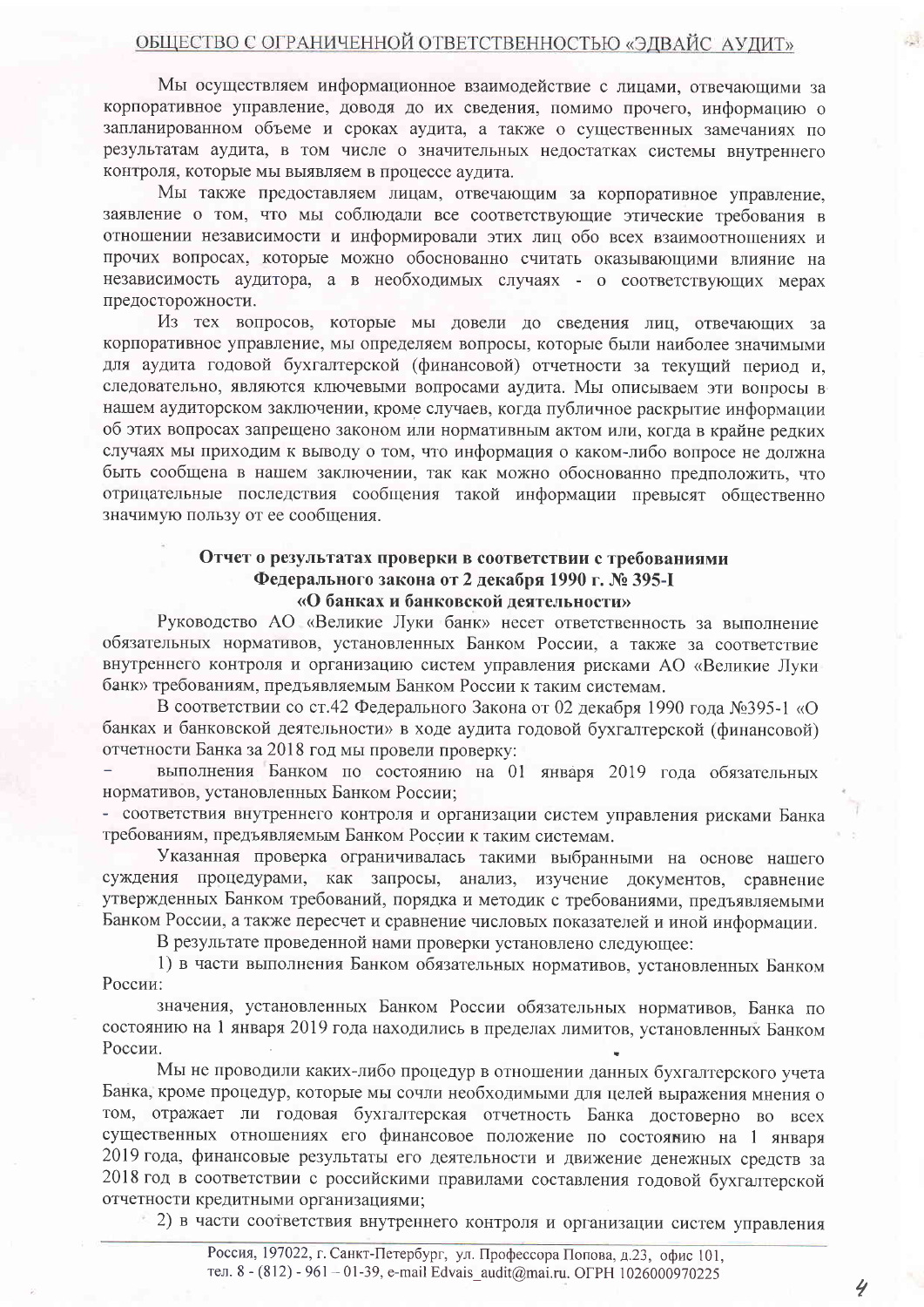Мы осуществляем информационное взаимодействие с лицами, отвечающими за корпоративное управление, доводя до их сведения, помимо прочего, информацию о запланированном объеме и сроках аудита, а также о существенных замечаниях по результатам аудита, в том числе о значительных недостатках системы внутреннего контроля, которые мы выявляем в процессе аудита.

Мы также предоставляем лицам, отвечающим за корпоративное управление, заявление о том, что мы соблюдали все соответствующие этические требования в отношении независимости и информировали этих лиц обо всех взаимоотношениях и прочих вопросах, которые можно обоснованно считать оказывающими влияние на независимость аудитора, а в необходимых случаях - о соответствующих мерах предосторожности.

Из тех вопросов, которые мы довели до сведения лиц, отвечающих за корпоративное управление, мы определяем вопросы, которые были наиболее значимыми для аудита годовой бухгалтерской (финансовой) отчетности за текущий период и, следовательно, являются ключевыми вопросами аудита. Мы описываем эти вопросы в нашем аудиторском заключении, кроме случаев, когда публичное раскрытие информации об этих вопросах запрещено законом или нормативным актом или, когда в крайне редких случаях мы приходим к выводу о том, что информация о каком-либо вопросе не должна быть сообщена в нашем заключении, так как можно обоснованно предположить, что отрицательные последствия сообщения такой информации превысят общественно значимую пользу от ее сообщения.

## Отчет о результатах проверки в соответствии с требованиями Федерального закона от 2 декабря 1990 г. № 395-I «О банках и банковской деятельности»

Руководство АО «Великие Луки банк» несет ответственность за выполнение обязательных нормативов, установленных Банком России, а также за соответствие внутреннего контроля и организацию систем управления рисками АО «Великие Луки банк» требованиям, предъявляемым Банком России к таким системам.

В соответствии со ст.42 Федерального Закона от 02 декабря 1990 года №395-1 «О банках и банковской деятельности» в ходе аудита годовой бухгалтерской (финансовой) отчетности Банка за 2018 год мы провели проверку:

- выполнения Банком по состоянию на 01 января 2019 года обязательных нормативов, установленных Банком России;
- соответствия внутреннего контроля и организации систем управления рисками Банка требованиям, предъявляемым Банком России к таким системам.

Указанная проверка ограничивалась такими выбранными на основе нашего суждения процедурами, как запросы, анализ, изучение документов, сравнение утвержденных Банком требований, порядка и методик с требованиями, предъявляемыми Банком России, а также пересчет и сравнение числовых показателей и иной информации.

В результате проведенной нами проверки установлено следующее:

1) в части выполнения Банком обязательных нормативов, установленных Банком России:

значения, установленных Банком России обязательных нормативов, Банка по состоянию на 1 января 2019 года находились в пределах лимитов, установленных Банком России.

Мы не проводили каких-либо процедур в отношении данных бухгалтерского учета Банка, кроме процедур, которые мы сочли необходимыми для целей выражения мнения о том, отражает ли годовая бухгалтерская отчетность Банка достоверно во всех существенных отношениях его финансовое положение по состоянию на 1 января 2019 года, финансовые результаты его деятельности и движение денежных средств за 2018 год в соответствии с российскими правилами составления годовой бухгалтерской отчетности кредитными организациями;

2) в части соответствия внутреннего контроля и организации систем управления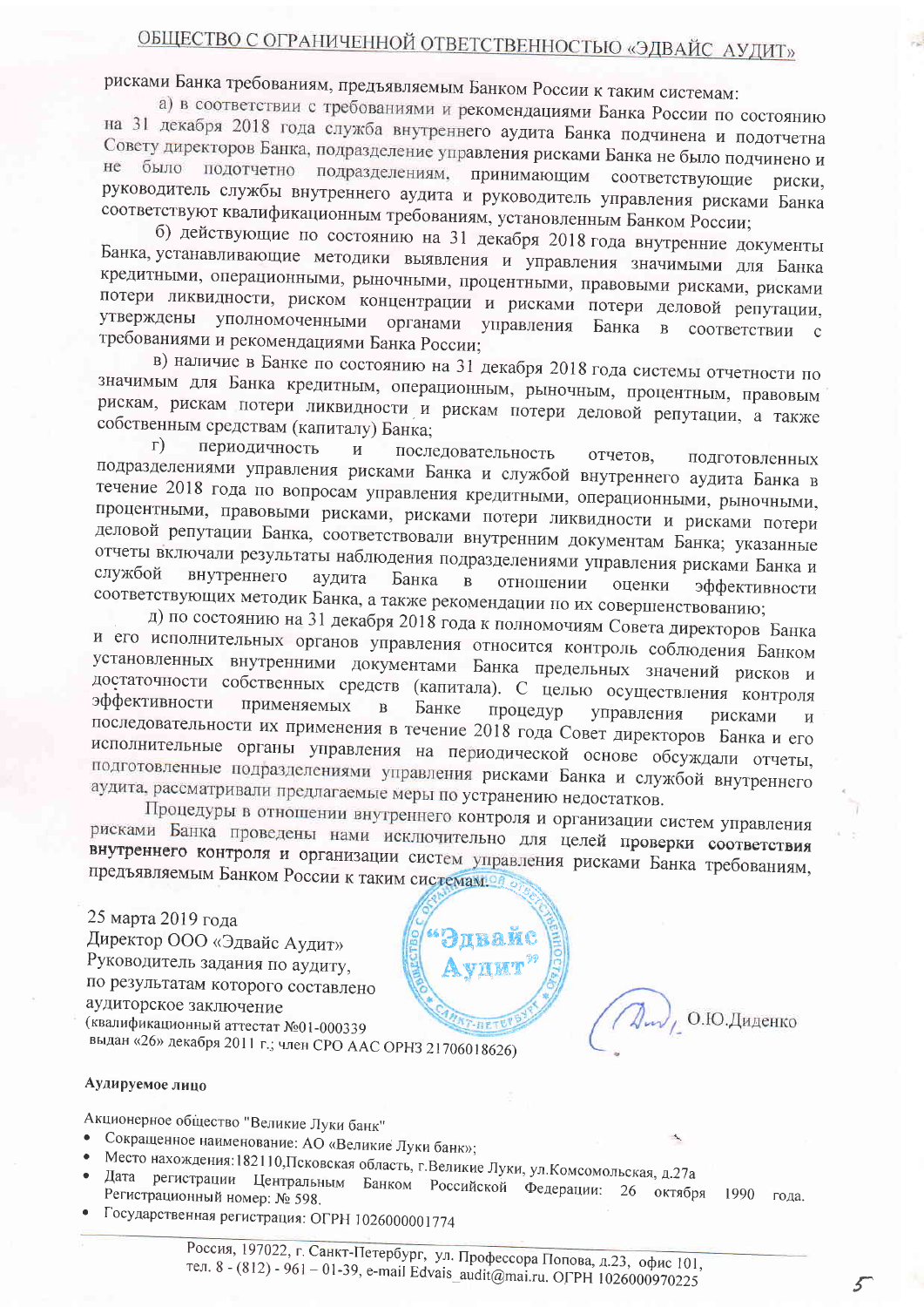рисками Банка требованиям, предъявляемым Банком России к таким системам:

а) в соответствии с требованиями и рекомендациями Банка России по состоянию на 31 декабря 2018 года служба внутреннего аудита Банка подчинена и подотчетна Совету директоров Банка, подразделение управления рисками Банка не было подчинено и не было подотчетно подразделениям, принимающим соответствующие риски, руководитель службы внутреннего аудита и руководитель управления рисками Банка соответствуют квалификационным требованиям, установленным Банком России;

б) действующие по состоянию на 31 декабря 2018 года внутренние документы Банка, устанавливающие методики выявления и управления значимыми для Банка кредитными, операционными, рыночными, процентными, правовыми рисками, рисками потери ликвидности, риском концентрации и рисками потери деловой репутации, утверждены уполномоченными органами управления Банка в соответствии с требованиями и рекомендациями Банка России;

в) наличие в Банке по состоянию на 31 декабря 2018 года системы отчетности по значимым для Банка кредитным, операционным, рыночным, процентным, правовым рискам, рискам потери ликвидности и рискам потери деловой репутации, а также собственным средствам (капиталу) Банка;

г) периодичность и последовательность отчетов, подготовленных подразделениями управления рисками Банка и службой внутреннего аудита Банка в течение 2018 года по вопросам управления кредитными, операционными, рыночными, процентными, правовыми рисками, рисками потери ликвидности и рисками потери деловой репутации Банка, соответствовали внутренним документам Банка; указанные отчеты включали результаты наблюдения подразделениями управления рисками Банка и службой внутреннего аудита Банка в отношении оценки эффективности соответствующих методик Банка, а также рекомендации по их совершенствованию;

д) по состоянию на 31 декабря 2018 года к полномочиям Совета директоров Банка и его исполнительных органов управления относится контроль соблюдения Банком установленных внутренними документами Банка предельных значений рисков и достаточности собственных средств (капитала). С целью осуществления контроля эффективности применяемых в Банке процедур управления рисками и последовательности их применения в течение 2018 года Совет директоров Банка и его исполнительные органы управления на периодической основе обсуждали отчеты, подготовленные подразделениями управления рисками Банка и службой внутреннего аудита, рассматривали предлагаемые меры по устранению недостатков.

Процедуры в отношении внутреннего контроля и организации систем управления рисками Банка проведены нами исключительно для целей **проверки соответствия внутреннего контроля и организации систем управления рисками Банка требованиям, предъявляемым Банком России к таким системам.**

25 марта 2019 года
Директор ООО «Эдвайс Аудит»
Руководитель задания по аудиту,
по результатам которого составлено
аудиторское заключение
(квалификационный аттестат №01-000339
выдан «26» декабря 2011 г.; член СРО ААС ОРНЗ 21706018626) — О.Ю.Диденко

**Аудируемое лицо**

Акционерное общество "Великие Луки банк"

- Сокращенное наименование: АО «Великие Луки банк»;
- Место нахождения: 182110, Псковская область, г.Великие Луки, ул.Комсомольская, д.27а
- Дата регистрации Центральным Банком Российской Федерации: 26 октября 1990 года. Регистрационный номер: № 598.
- Государственная регистрация: ОГРН 1026000001774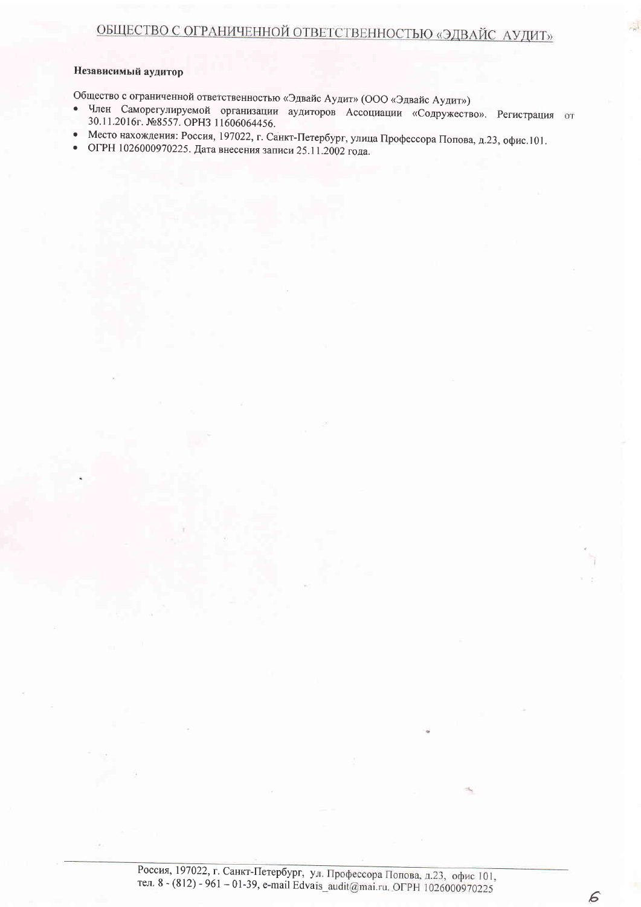**Независимый аудитор**

Общество с ограниченной ответственностью «Эдвайс Аудит» (ООО «Эдвайс Аудит»)

- Член Саморегулируемой организации аудиторов Ассоциации «Содружество». Регистрация от 30.11.2016г. №8557. ОРНЗ 11606064456.
- Место нахождения: Россия, 197022, г. Санкт-Петербург, улица Профессора Попова, д.23, офис.101.
- ОГРН 1026000970225. Дата внесения записи 25.11.2002 года.